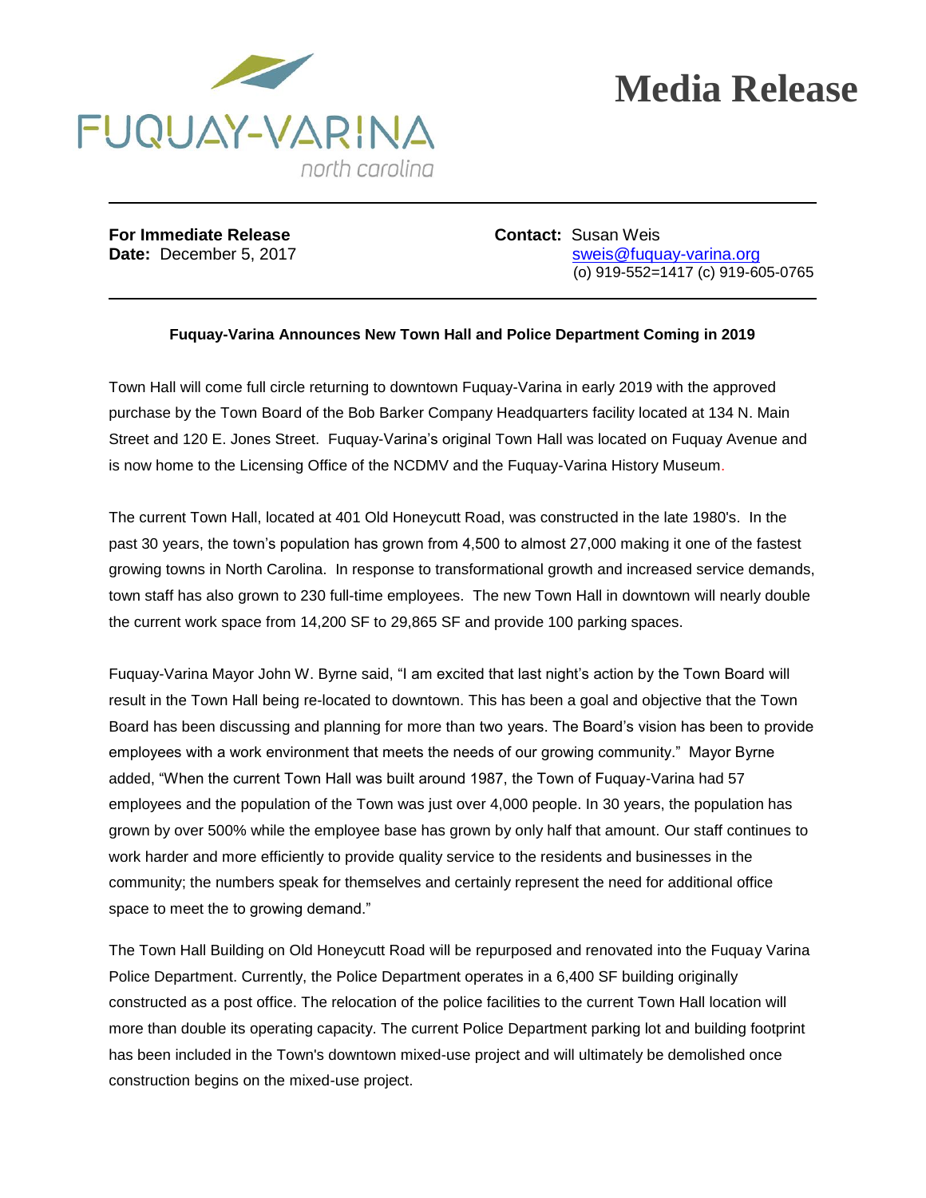FUQUAY-VARINA
north carolina

# Media Release

---

**For Immediate Release**
**Date:** December 5, 2017

**Contact:** Susan Weis
sweis@fuquay-varina.org
(o) 919-552=1417 (c) 919-605-0765

---

**Fuquay-Varina Announces New Town Hall and Police Department Coming in 2019**

Town Hall will come full circle returning to downtown Fuquay-Varina in early 2019 with the approved purchase by the Town Board of the Bob Barker Company Headquarters facility located at 134 N. Main Street and 120 E. Jones Street. Fuquay-Varina's original Town Hall was located on Fuquay Avenue and is now home to the Licensing Office of the NCDMV and the Fuquay-Varina History Museum.

The current Town Hall, located at 401 Old Honeycutt Road, was constructed in the late 1980's. In the past 30 years, the town's population has grown from 4,500 to almost 27,000 making it one of the fastest growing towns in North Carolina. In response to transformational growth and increased service demands, town staff has also grown to 230 full-time employees. The new Town Hall in downtown will nearly double the current work space from 14,200 SF to 29,865 SF and provide 100 parking spaces.

Fuquay-Varina Mayor John W. Byrne said, "I am excited that last night's action by the Town Board will result in the Town Hall being re-located to downtown. This has been a goal and objective that the Town Board has been discussing and planning for more than two years. The Board's vision has been to provide employees with a work environment that meets the needs of our growing community." Mayor Byrne added, "When the current Town Hall was built around 1987, the Town of Fuquay-Varina had 57 employees and the population of the Town was just over 4,000 people. In 30 years, the population has grown by over 500% while the employee base has grown by only half that amount. Our staff continues to work harder and more efficiently to provide quality service to the residents and businesses in the community; the numbers speak for themselves and certainly represent the need for additional office space to meet the to growing demand."

The Town Hall Building on Old Honeycutt Road will be repurposed and renovated into the Fuquay Varina Police Department. Currently, the Police Department operates in a 6,400 SF building originally constructed as a post office. The relocation of the police facilities to the current Town Hall location will more than double its operating capacity. The current Police Department parking lot and building footprint has been included in the Town's downtown mixed-use project and will ultimately be demolished once construction begins on the mixed-use project.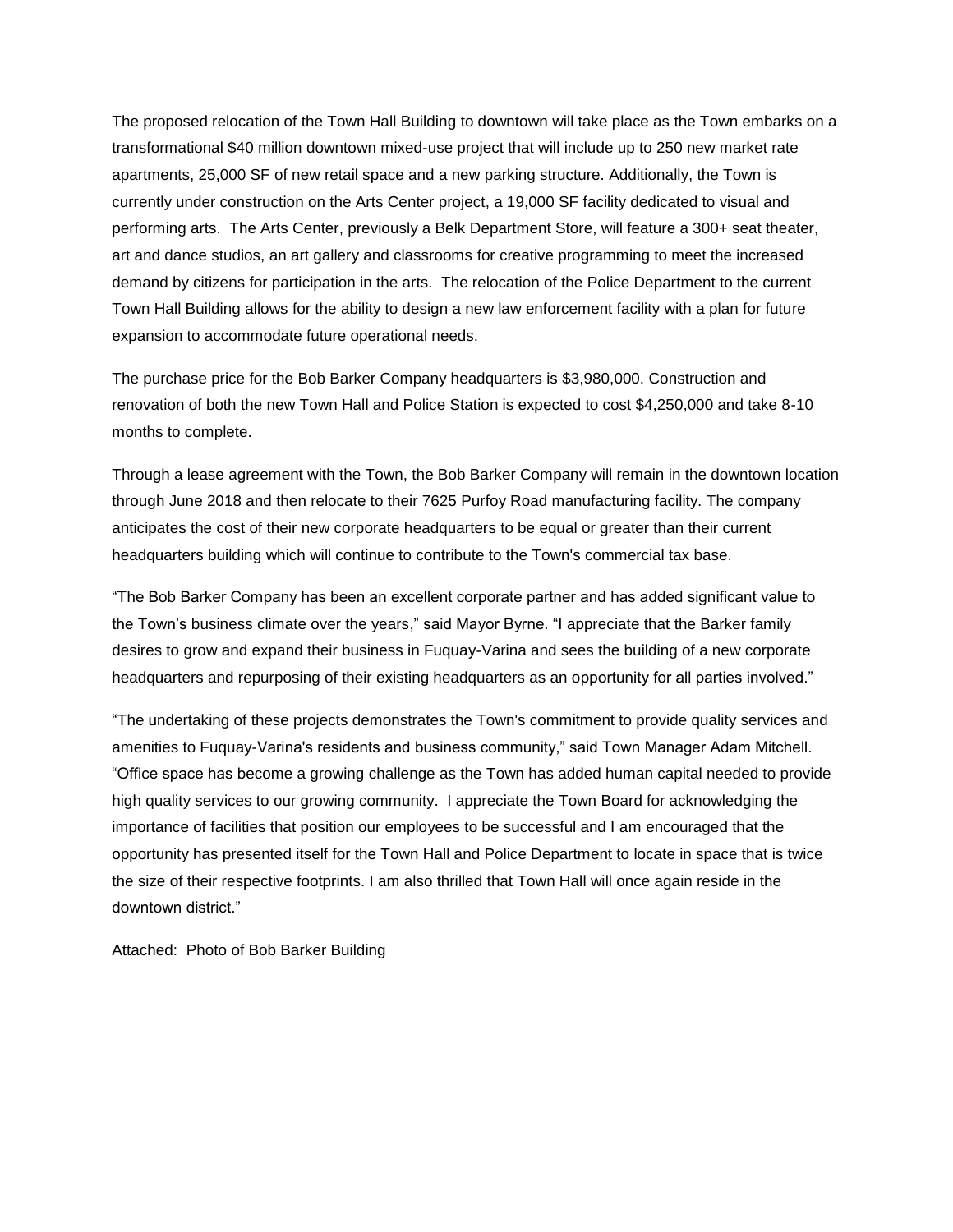The proposed relocation of the Town Hall Building to downtown will take place as the Town embarks on a transformational $40 million downtown mixed-use project that will include up to 250 new market rate apartments, 25,000 SF of new retail space and a new parking structure. Additionally, the Town is currently under construction on the Arts Center project, a 19,000 SF facility dedicated to visual and performing arts. The Arts Center, previously a Belk Department Store, will feature a 300+ seat theater, art and dance studios, an art gallery and classrooms for creative programming to meet the increased demand by citizens for participation in the arts. The relocation of the Police Department to the current Town Hall Building allows for the ability to design a new law enforcement facility with a plan for future expansion to accommodate future operational needs.

The purchase price for the Bob Barker Company headquarters is $3,980,000. Construction and renovation of both the new Town Hall and Police Station is expected to cost $4,250,000 and take 8-10 months to complete.

Through a lease agreement with the Town, the Bob Barker Company will remain in the downtown location through June 2018 and then relocate to their 7625 Purfoy Road manufacturing facility. The company anticipates the cost of their new corporate headquarters to be equal or greater than their current headquarters building which will continue to contribute to the Town's commercial tax base.

"The Bob Barker Company has been an excellent corporate partner and has added significant value to the Town's business climate over the years," said Mayor Byrne. "I appreciate that the Barker family desires to grow and expand their business in Fuquay-Varina and sees the building of a new corporate headquarters and repurposing of their existing headquarters as an opportunity for all parties involved."

"The undertaking of these projects demonstrates the Town's commitment to provide quality services and amenities to Fuquay-Varina's residents and business community," said Town Manager Adam Mitchell. "Office space has become a growing challenge as the Town has added human capital needed to provide high quality services to our growing community. I appreciate the Town Board for acknowledging the importance of facilities that position our employees to be successful and I am encouraged that the opportunity has presented itself for the Town Hall and Police Department to locate in space that is twice the size of their respective footprints. I am also thrilled that Town Hall will once again reside in the downtown district."

Attached: Photo of Bob Barker Building